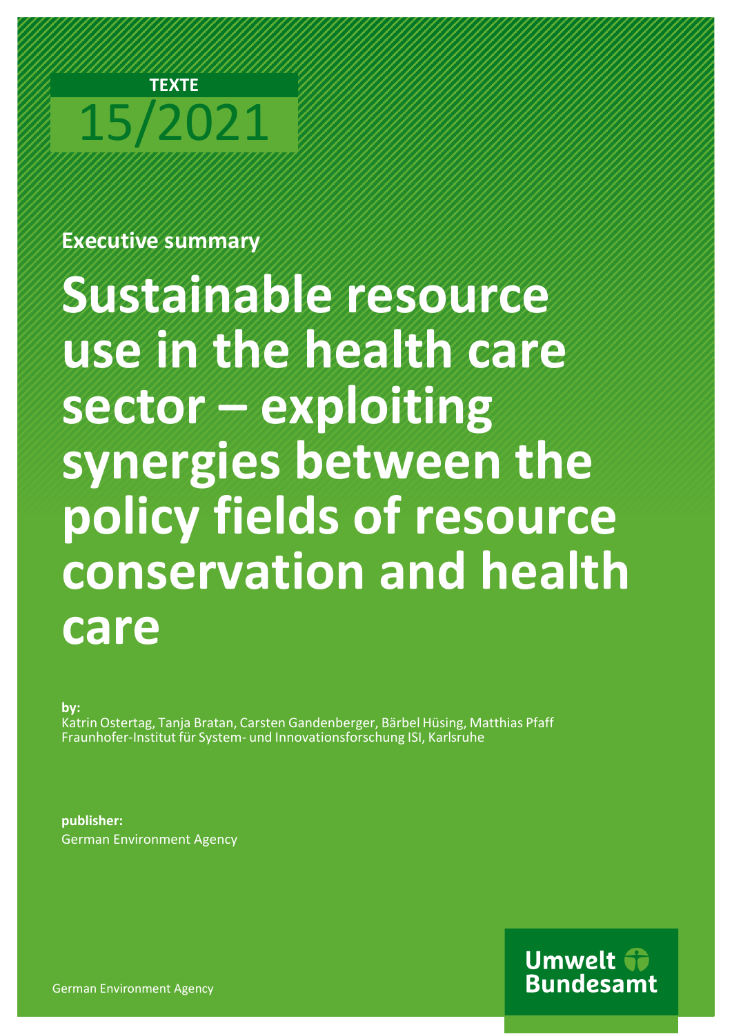**TEXTE**

15/2021

**Executive summary**

# Sustainable resource use in the health care sector – exploiting synergies between the policy fields of resource conservation and health care

**by:**
Katrin Ostertag, Tanja Bratan, Carsten Gandenberger, Bärbel Hüsing, Matthias Pfaff
Fraunhofer-Institut für System- und Innovationsforschung ISI, Karlsruhe

**publisher:**
German Environment Agency

German Environment Agency

Umwelt Bundesamt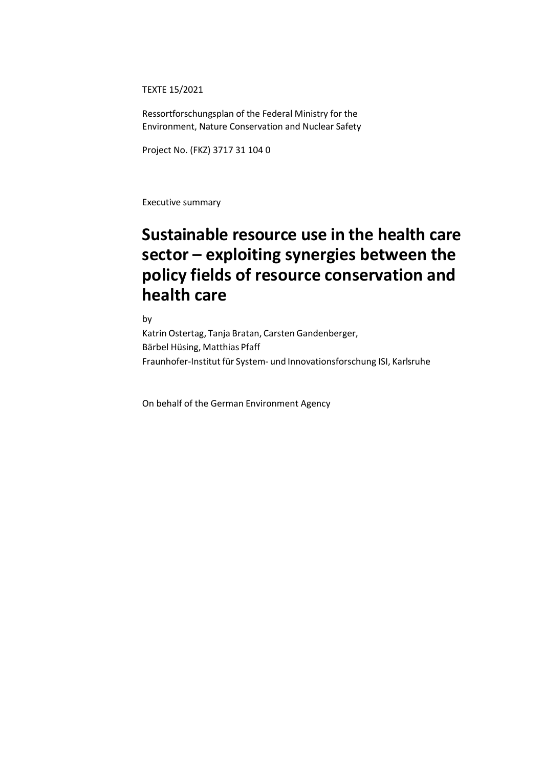TEXTE 15/2021

Ressortforschungsplan of the Federal Ministry for the Environment, Nature Conservation and Nuclear Safety

Project No. (FKZ) 3717 31 104 0

Executive summary

# Sustainable resource use in the health care sector – exploiting synergies between the policy fields of resource conservation and health care

by

Katrin Ostertag, Tanja Bratan, Carsten Gandenberger,
Bärbel Hüsing, Matthias Pfaff
Fraunhofer-Institut für System- und Innovationsforschung ISI, Karlsruhe

On behalf of the German Environment Agency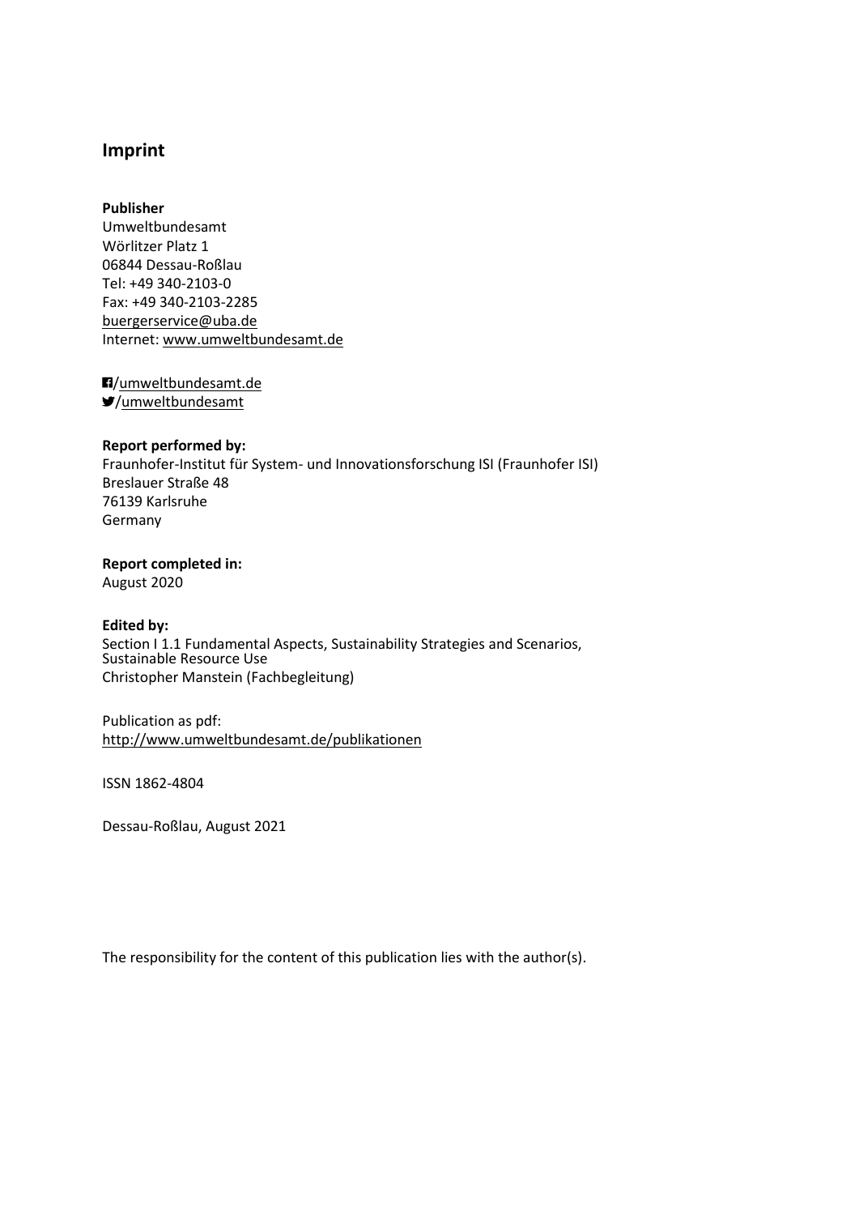## Imprint

**Publisher**
Umweltbundesamt
Wörlitzer Platz 1
06844 Dessau-Roßlau
Tel: +49 340-2103-0
Fax: +49 340-2103-2285
buergerservice@uba.de
Internet: www.umweltbundesamt.de

/umweltbundesamt.de
/umweltbundesamt

**Report performed by:**
Fraunhofer-Institut für System- und Innovationsforschung ISI (Fraunhofer ISI)
Breslauer Straße 48
76139 Karlsruhe
Germany

**Report completed in:**
August 2020

**Edited by:**
Section I 1.1 Fundamental Aspects, Sustainability Strategies and Scenarios, Sustainable Resource Use
Christopher Manstein (Fachbegleitung)

Publication as pdf:
http://www.umweltbundesamt.de/publikationen

ISSN 1862-4804

Dessau-Roßlau, August 2021

The responsibility for the content of this publication lies with the author(s).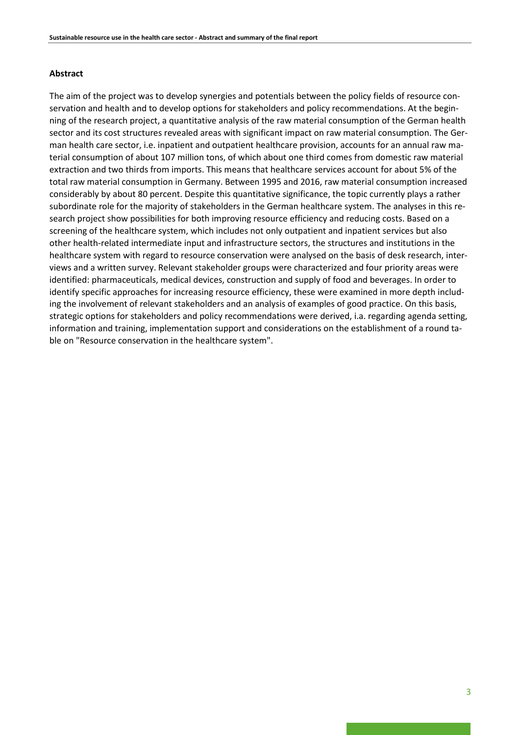### Abstract

The aim of the project was to develop synergies and potentials between the policy fields of resource conservation and health and to develop options for stakeholders and policy recommendations. At the beginning of the research project, a quantitative analysis of the raw material consumption of the German health sector and its cost structures revealed areas with significant impact on raw material consumption. The German health care sector, i.e. inpatient and outpatient healthcare provision, accounts for an annual raw material consumption of about 107 million tons, of which about one third comes from domestic raw material extraction and two thirds from imports. This means that healthcare services account for about 5% of the total raw material consumption in Germany. Between 1995 and 2016, raw material consumption increased considerably by about 80 percent. Despite this quantitative significance, the topic currently plays a rather subordinate role for the majority of stakeholders in the German healthcare system. The analyses in this research project show possibilities for both improving resource efficiency and reducing costs. Based on a screening of the healthcare system, which includes not only outpatient and inpatient services but also other health-related intermediate input and infrastructure sectors, the structures and institutions in the healthcare system with regard to resource conservation were analysed on the basis of desk research, interviews and a written survey. Relevant stakeholder groups were characterized and four priority areas were identified: pharmaceuticals, medical devices, construction and supply of food and beverages. In order to identify specific approaches for increasing resource efficiency, these were examined in more depth including the involvement of relevant stakeholders and an analysis of examples of good practice. On this basis, strategic options for stakeholders and policy recommendations were derived, i.a. regarding agenda setting, information and training, implementation support and considerations on the establishment of a round table on "Resource conservation in the healthcare system".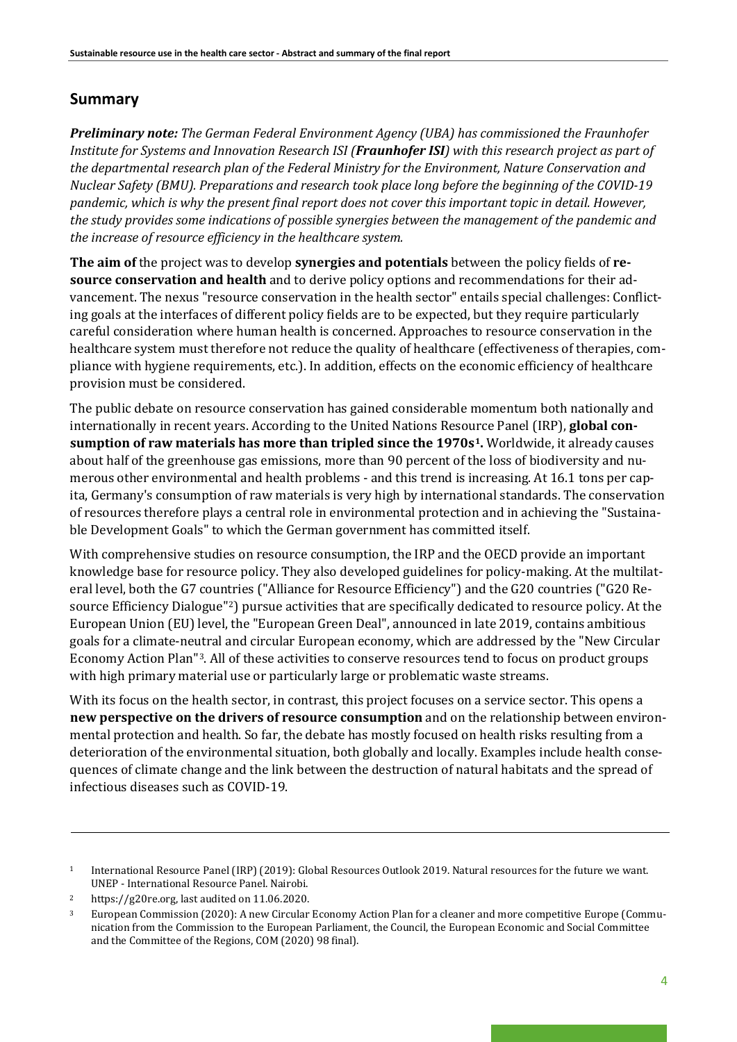## Summary

***Preliminary note:*** *The German Federal Environment Agency (UBA) has commissioned the Fraunhofer Institute for Systems and Innovation Research ISI (**Fraunhofer ISI**) with this research project as part of the departmental research plan of the Federal Ministry for the Environment, Nature Conservation and Nuclear Safety (BMU). Preparations and research took place long before the beginning of the COVID-19 pandemic, which is why the present final report does not cover this important topic in detail. However, the study provides some indications of possible synergies between the management of the pandemic and the increase of resource efficiency in the healthcare system.*

**The aim of** the project was to develop **synergies and potentials** between the policy fields of **resource conservation and health** and to derive policy options and recommendations for their advancement. The nexus "resource conservation in the health sector" entails special challenges: Conflicting goals at the interfaces of different policy fields are to be expected, but they require particularly careful consideration where human health is concerned. Approaches to resource conservation in the healthcare system must therefore not reduce the quality of healthcare (effectiveness of therapies, compliance with hygiene requirements, etc.). In addition, effects on the economic efficiency of healthcare provision must be considered.

The public debate on resource conservation has gained considerable momentum both nationally and internationally in recent years. According to the United Nations Resource Panel (IRP), **global consumption of raw materials has more than tripled since the 1970s[1].** Worldwide, it already causes about half of the greenhouse gas emissions, more than 90 percent of the loss of biodiversity and numerous other environmental and health problems - and this trend is increasing. At 16.1 tons per capita, Germany's consumption of raw materials is very high by international standards. The conservation of resources therefore plays a central role in environmental protection and in achieving the "Sustainable Development Goals" to which the German government has committed itself.

With comprehensive studies on resource consumption, the IRP and the OECD provide an important knowledge base for resource policy. They also developed guidelines for policy-making. At the multilateral level, both the G7 countries ("Alliance for Resource Efficiency") and the G20 countries ("G20 Resource Efficiency Dialogue"[2]) pursue activities that are specifically dedicated to resource policy. At the European Union (EU) level, the "European Green Deal", announced in late 2019, contains ambitious goals for a climate-neutral and circular European economy, which are addressed by the "New Circular Economy Action Plan"[3]. All of these activities to conserve resources tend to focus on product groups with high primary material use or particularly large or problematic waste streams.

With its focus on the health sector, in contrast, this project focuses on a service sector. This opens a **new perspective on the drivers of resource consumption** and on the relationship between environmental protection and health. So far, the debate has mostly focused on health risks resulting from a deterioration of the environmental situation, both globally and locally. Examples include health consequences of climate change and the link between the destruction of natural habitats and the spread of infectious diseases such as COVID-19.

---

[1] International Resource Panel (IRP) (2019): Global Resources Outlook 2019. Natural resources for the future we want. UNEP - International Resource Panel. Nairobi.

[2] https://g20re.org, last audited on 11.06.2020.

[3] European Commission (2020): A new Circular Economy Action Plan for a cleaner and more competitive Europe (Communication from the Commission to the European Parliament, the Council, the European Economic and Social Committee and the Committee of the Regions, COM (2020) 98 final).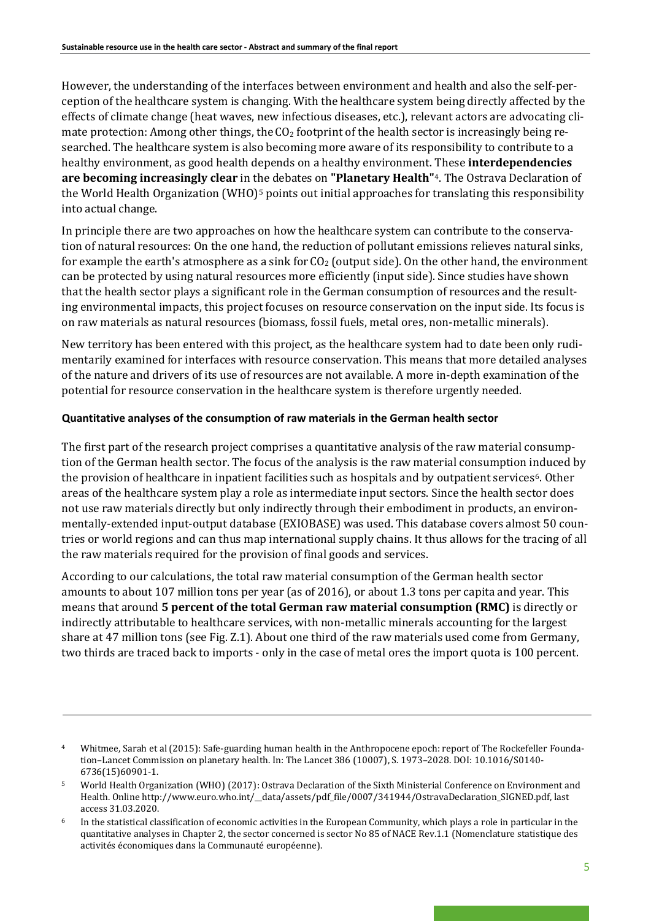However, the understanding of the interfaces between environment and health and also the self-perception of the healthcare system is changing. With the healthcare system being directly affected by the effects of climate change (heat waves, new infectious diseases, etc.), relevant actors are advocating climate protection: Among other things, the $CO_2$ footprint of the health sector is increasingly being researched. The healthcare system is also becoming more aware of its responsibility to contribute to a healthy environment, as good health depends on a healthy environment. These **interdependencies are becoming increasingly clear** in the debates on **"Planetary Health"**[4]. The Ostrava Declaration of the World Health Organization (WHO)[5] points out initial approaches for translating this responsibility into actual change.

In principle there are two approaches on how the healthcare system can contribute to the conservation of natural resources: On the one hand, the reduction of pollutant emissions relieves natural sinks, for example the earth's atmosphere as a sink for $CO_2$ (output side). On the other hand, the environment can be protected by using natural resources more efficiently (input side). Since studies have shown that the health sector plays a significant role in the German consumption of resources and the resulting environmental impacts, this project focuses on resource conservation on the input side. Its focus is on raw materials as natural resources (biomass, fossil fuels, metal ores, non-metallic minerals).

New territory has been entered with this project, as the healthcare system had to date been only rudimentarily examined for interfaces with resource conservation. This means that more detailed analyses of the nature and drivers of its use of resources are not available. A more in-depth examination of the potential for resource conservation in the healthcare system is therefore urgently needed.

#### Quantitative analyses of the consumption of raw materials in the German health sector

The first part of the research project comprises a quantitative analysis of the raw material consumption of the German health sector. The focus of the analysis is the raw material consumption induced by the provision of healthcare in inpatient facilities such as hospitals and by outpatient services[6]. Other areas of the healthcare system play a role as intermediate input sectors. Since the health sector does not use raw materials directly but only indirectly through their embodiment in products, an environmentally-extended input-output database (EXIOBASE) was used. This database covers almost 50 countries or world regions and can thus map international supply chains. It thus allows for the tracing of all the raw materials required for the provision of final goods and services.

According to our calculations, the total raw material consumption of the German health sector amounts to about 107 million tons per year (as of 2016), or about 1.3 tons per capita and year. This means that around **5 percent of the total German raw material consumption (RMC)** is directly or indirectly attributable to healthcare services, with non-metallic minerals accounting for the largest share at 47 million tons (see Fig. Z.1). About one third of the raw materials used come from Germany, two thirds are traced back to imports - only in the case of metal ores the import quota is 100 percent.

---

[4] Whitmee, Sarah et al (2015): Safe-guarding human health in the Anthropocene epoch: report of The Rockefeller Foundation–Lancet Commission on planetary health. In: The Lancet 386 (10007), S. 1973–2028. DOI: 10.1016/S0140-6736(15)60901-1.

[5] World Health Organization (WHO) (2017): Ostrava Declaration of the Sixth Ministerial Conference on Environment and Health. Online http://www.euro.who.int/__data/assets/pdf_file/0007/341944/OstravaDeclaration_SIGNED.pdf, last access 31.03.2020.

[6] In the statistical classification of economic activities in the European Community, which plays a role in particular in the quantitative analyses in Chapter 2, the sector concerned is sector No 85 of NACE Rev.1.1 (Nomenclature statistique des activités économiques dans la Communauté européenne).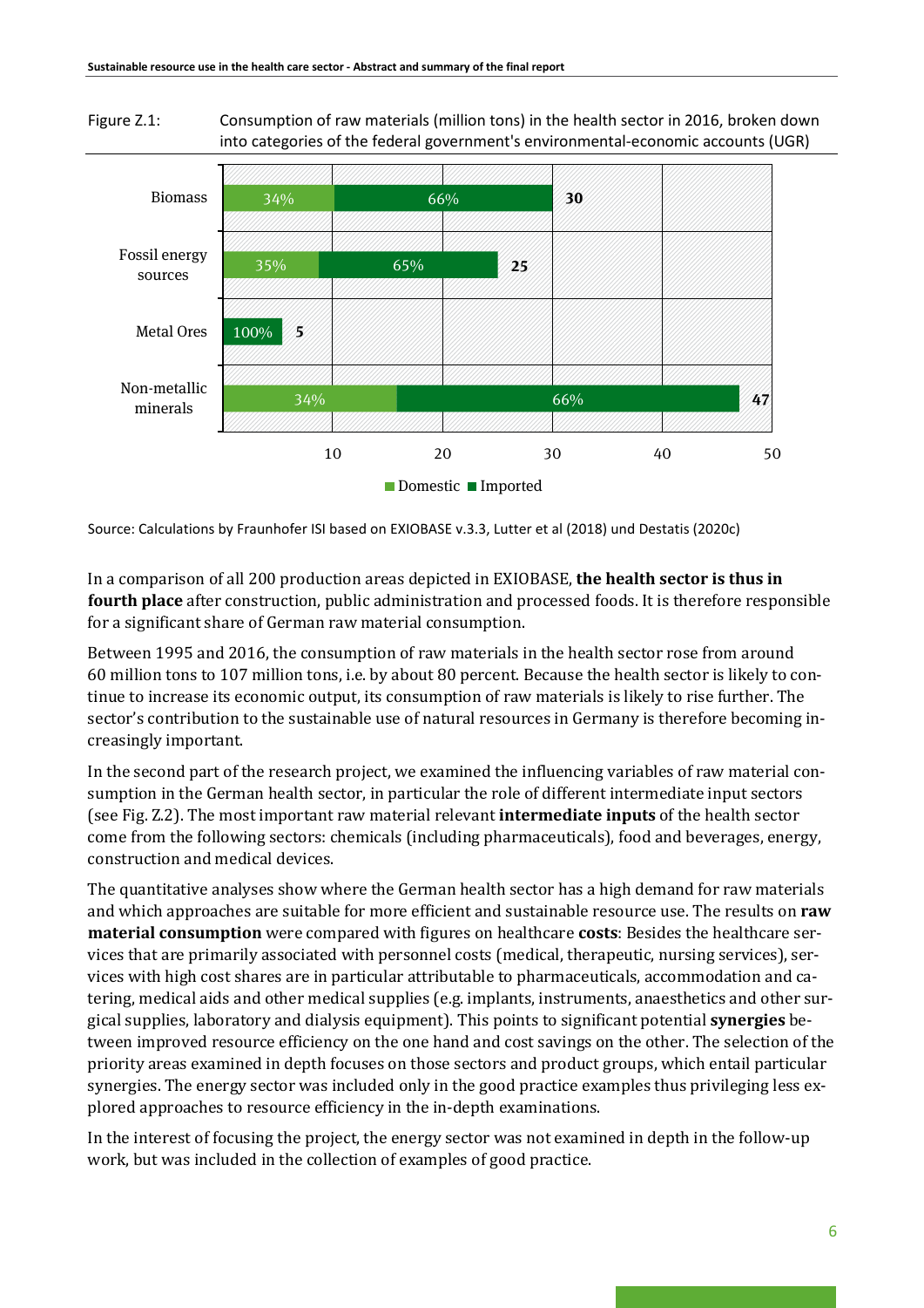Figure Z.1: Consumption of raw materials (million tons) in the health sector in 2016, broken down into categories of the federal government's environmental-economic accounts (UGR)

| Category | Domestic | Imported | Total |
|---|---|---|---|
| Biomass | 34% | 66% | 30 |
| Fossil energy sources | 35% | 65% | 25 |
| Metal Ores | | 100% | 5 |
| Non-metallic minerals | 34% | 66% | 47 |

Source: Calculations by Fraunhofer ISI based on EXIOBASE v.3.3, Lutter et al (2018) und Destatis (2020c)

In a comparison of all 200 production areas depicted in EXIOBASE, **the health sector is thus in fourth place** after construction, public administration and processed foods. It is therefore responsible for a significant share of German raw material consumption.

Between 1995 and 2016, the consumption of raw materials in the health sector rose from around 60 million tons to 107 million tons, i.e. by about 80 percent. Because the health sector is likely to continue to increase its economic output, its consumption of raw materials is likely to rise further. The sector's contribution to the sustainable use of natural resources in Germany is therefore becoming increasingly important.

In the second part of the research project, we examined the influencing variables of raw material consumption in the German health sector, in particular the role of different intermediate input sectors (see Fig. Z.2). The most important raw material relevant **intermediate inputs** of the health sector come from the following sectors: chemicals (including pharmaceuticals), food and beverages, energy, construction and medical devices.

The quantitative analyses show where the German health sector has a high demand for raw materials and which approaches are suitable for more efficient and sustainable resource use. The results on **raw material consumption** were compared with figures on healthcare **costs**: Besides the healthcare services that are primarily associated with personnel costs (medical, therapeutic, nursing services), services with high cost shares are in particular attributable to pharmaceuticals, accommodation and catering, medical aids and other medical supplies (e.g. implants, instruments, anaesthetics and other surgical supplies, laboratory and dialysis equipment). This points to significant potential **synergies** between improved resource efficiency on the one hand and cost savings on the other. The selection of the priority areas examined in depth focuses on those sectors and product groups, which entail particular synergies. The energy sector was included only in the good practice examples thus privileging less explored approaches to resource efficiency in the in-depth examinations.

In the interest of focusing the project, the energy sector was not examined in depth in the follow-up work, but was included in the collection of examples of good practice.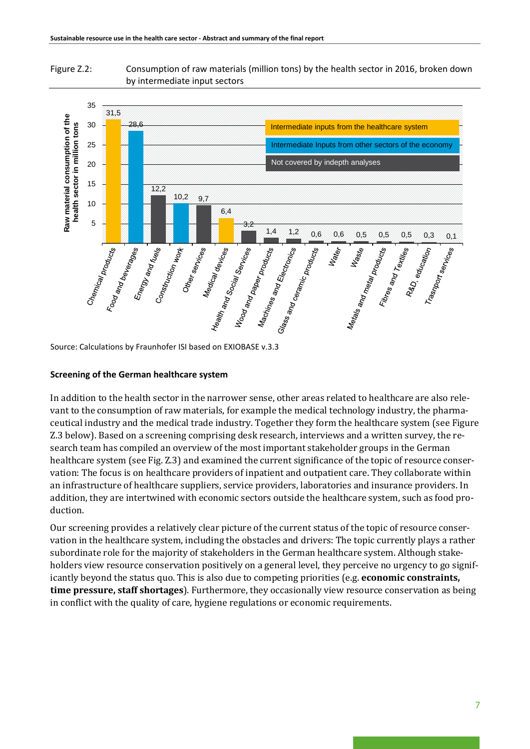Figure Z.2: Consumption of raw materials (million tons) by the health sector in 2016, broken down by intermediate input sectors

| Sector | Raw material consumption of the health sector in million tons | Category |
|---|---|---|
| Chemical products | 31,5 | Intermediate inputs from the healthcare system |
| Food and beverages | 28,6 | Intermediate Inputs from other sectors of the economy |
| Energy and fuels | 12,2 | Not covered by indepth analyses |
| Construction work | 10,2 | Intermediate Inputs from other sectors of the economy |
| Other services | 9,7 | Not covered by indepth analyses |
| Medical devices | 6,4 | Intermediate inputs from the healthcare system |
| Health and Social Services | 3,2 | Not covered by indepth analyses |
| Wood and paper products | 1,4 | Not covered by indepth analyses |
| Machines and Electronics | 1,2 | Not covered by indepth analyses |
| Glass and ceramic products | 0,6 | Not covered by indepth analyses |
| Water | 0,6 | Not covered by indepth analyses |
| Waste | 0,5 | Not covered by indepth analyses |
| Metals and metal products | 0,5 | Not covered by indepth analyses |
| Fibres and Textiles | 0,5 | Not covered by indepth analyses |
| R&D, education | 0,3 | Not covered by indepth analyses |
| Trasnport services | 0,1 | Not covered by indepth analyses |

Source: Calculations by Fraunhofer ISI based on EXIOBASE v.3.3

### Screening of the German healthcare system

In addition to the health sector in the narrower sense, other areas related to healthcare are also relevant to the consumption of raw materials, for example the medical technology industry, the pharmaceutical industry and the medical trade industry. Together they form the healthcare system (see Figure Z.3 below). Based on a screening comprising desk research, interviews and a written survey, the research team has compiled an overview of the most important stakeholder groups in the German healthcare system (see Fig. Z.3) and examined the current significance of the topic of resource conservation: The focus is on healthcare providers of inpatient and outpatient care. They collaborate within an infrastructure of healthcare suppliers, service providers, laboratories and insurance providers. In addition, they are intertwined with economic sectors outside the healthcare system, such as food production.

Our screening provides a relatively clear picture of the current status of the topic of resource conservation in the healthcare system, including the obstacles and drivers: The topic currently plays a rather subordinate role for the majority of stakeholders in the German healthcare system. Although stakeholders view resource conservation positively on a general level, they perceive no urgency to go significantly beyond the status quo. This is also due to competing priorities (e.g. **economic constraints, time pressure, staff shortages**). Furthermore, they occasionally view resource conservation as being in conflict with the quality of care, hygiene regulations or economic requirements.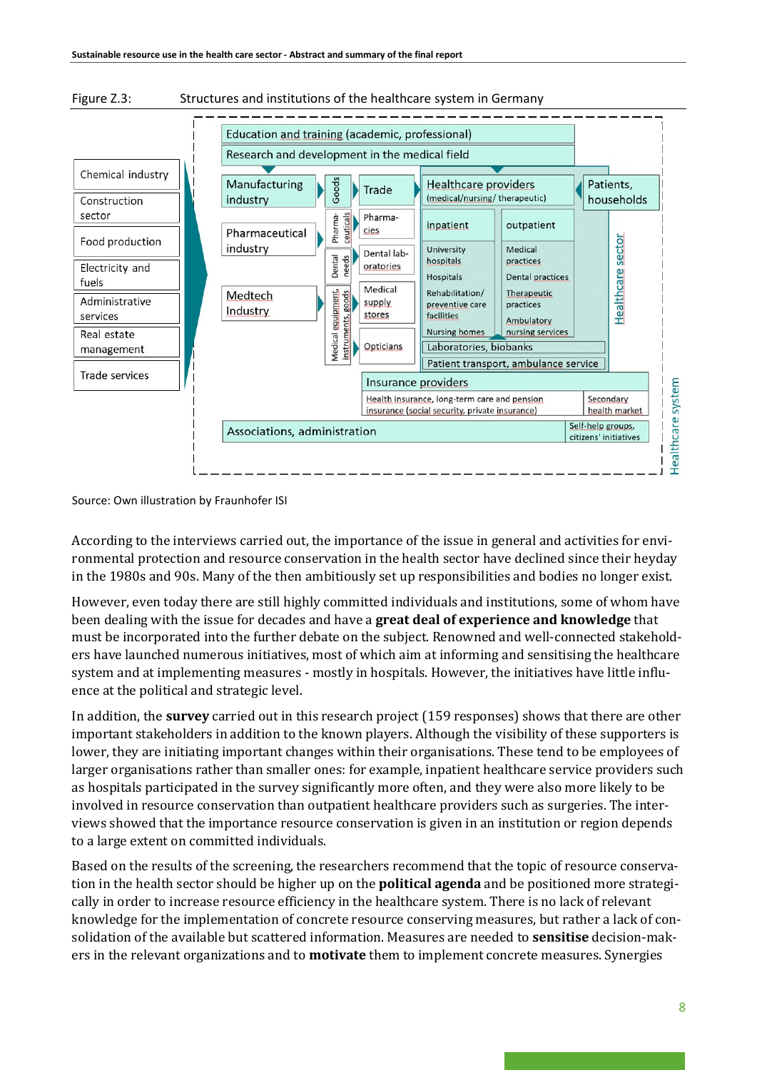Figure Z.3: Structures and institutions of the healthcare system in Germany

Source: Own illustration by Fraunhofer ISI

According to the interviews carried out, the importance of the issue in general and activities for environmental protection and resource conservation in the health sector have declined since their heyday in the 1980s and 90s. Many of the then ambitiously set up responsibilities and bodies no longer exist.

However, even today there are still highly committed individuals and institutions, some of whom have been dealing with the issue for decades and have a **great deal of experience and knowledge** that must be incorporated into the further debate on the subject. Renowned and well-connected stakeholders have launched numerous initiatives, most of which aim at informing and sensitising the healthcare system and at implementing measures - mostly in hospitals. However, the initiatives have little influence at the political and strategic level.

In addition, the **survey** carried out in this research project (159 responses) shows that there are other important stakeholders in addition to the known players. Although the visibility of these supporters is lower, they are initiating important changes within their organisations. These tend to be employees of larger organisations rather than smaller ones: for example, inpatient healthcare service providers such as hospitals participated in the survey significantly more often, and they were also more likely to be involved in resource conservation than outpatient healthcare providers such as surgeries. The interviews showed that the importance resource conservation is given in an institution or region depends to a large extent on committed individuals.

Based on the results of the screening, the researchers recommend that the topic of resource conservation in the health sector should be higher up on the **political agenda** and be positioned more strategically in order to increase resource efficiency in the healthcare system. There is no lack of relevant knowledge for the implementation of concrete resource conserving measures, but rather a lack of consolidation of the available but scattered information. Measures are needed to **sensitise** decision-makers in the relevant organizations and to **motivate** them to implement concrete measures. Synergies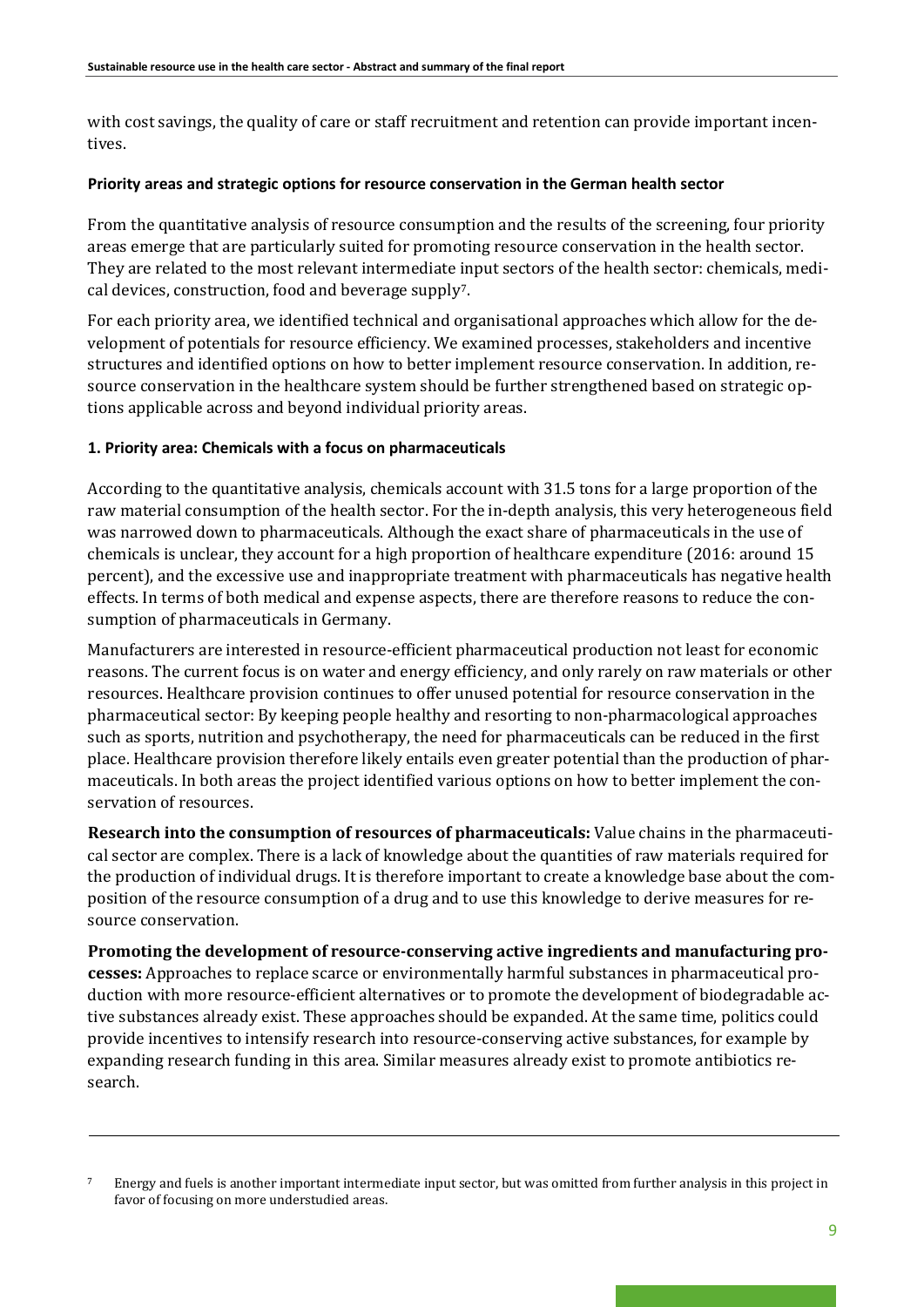with cost savings, the quality of care or staff recruitment and retention can provide important incentives.

**Priority areas and strategic options for resource conservation in the German health sector**

From the quantitative analysis of resource consumption and the results of the screening, four priority areas emerge that are particularly suited for promoting resource conservation in the health sector. They are related to the most relevant intermediate input sectors of the health sector: chemicals, medical devices, construction, food and beverage supply[7].

For each priority area, we identified technical and organisational approaches which allow for the development of potentials for resource efficiency. We examined processes, stakeholders and incentive structures and identified options on how to better implement resource conservation. In addition, resource conservation in the healthcare system should be further strengthened based on strategic options applicable across and beyond individual priority areas.

**1. Priority area: Chemicals with a focus on pharmaceuticals**

According to the quantitative analysis, chemicals account with 31.5 tons for a large proportion of the raw material consumption of the health sector. For the in-depth analysis, this very heterogeneous field was narrowed down to pharmaceuticals. Although the exact share of pharmaceuticals in the use of chemicals is unclear, they account for a high proportion of healthcare expenditure (2016: around 15 percent), and the excessive use and inappropriate treatment with pharmaceuticals has negative health effects. In terms of both medical and expense aspects, there are therefore reasons to reduce the consumption of pharmaceuticals in Germany.

Manufacturers are interested in resource-efficient pharmaceutical production not least for economic reasons. The current focus is on water and energy efficiency, and only rarely on raw materials or other resources. Healthcare provision continues to offer unused potential for resource conservation in the pharmaceutical sector: By keeping people healthy and resorting to non-pharmacological approaches such as sports, nutrition and psychotherapy, the need for pharmaceuticals can be reduced in the first place. Healthcare provision therefore likely entails even greater potential than the production of pharmaceuticals. In both areas the project identified various options on how to better implement the conservation of resources.

**Research into the consumption of resources of pharmaceuticals:** Value chains in the pharmaceutical sector are complex. There is a lack of knowledge about the quantities of raw materials required for the production of individual drugs. It is therefore important to create a knowledge base about the composition of the resource consumption of a drug and to use this knowledge to derive measures for resource conservation.

**Promoting the development of resource-conserving active ingredients and manufacturing processes:** Approaches to replace scarce or environmentally harmful substances in pharmaceutical production with more resource-efficient alternatives or to promote the development of biodegradable active substances already exist. These approaches should be expanded. At the same time, politics could provide incentives to intensify research into resource-conserving active substances, for example by expanding research funding in this area. Similar measures already exist to promote antibiotics research.

---

[7] Energy and fuels is another important intermediate input sector, but was omitted from further analysis in this project in favor of focusing on more understudied areas.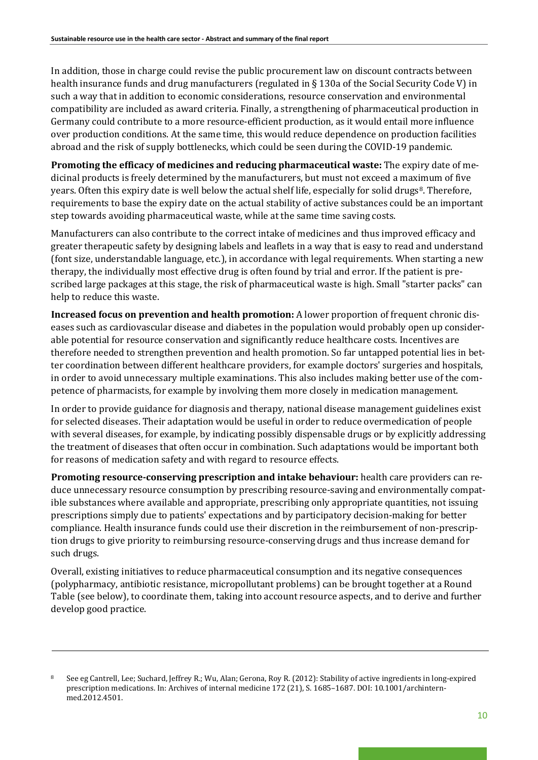In addition, those in charge could revise the public procurement law on discount contracts between health insurance funds and drug manufacturers (regulated in § 130a of the Social Security Code V) in such a way that in addition to economic considerations, resource conservation and environmental compatibility are included as award criteria. Finally, a strengthening of pharmaceutical production in Germany could contribute to a more resource-efficient production, as it would entail more influence over production conditions. At the same time, this would reduce dependence on production facilities abroad and the risk of supply bottlenecks, which could be seen during the COVID-19 pandemic.

**Promoting the efficacy of medicines and reducing pharmaceutical waste:** The expiry date of medicinal products is freely determined by the manufacturers, but must not exceed a maximum of five years. Often this expiry date is well below the actual shelf life, especially for solid drugs[8]. Therefore, requirements to base the expiry date on the actual stability of active substances could be an important step towards avoiding pharmaceutical waste, while at the same time saving costs.

Manufacturers can also contribute to the correct intake of medicines and thus improved efficacy and greater therapeutic safety by designing labels and leaflets in a way that is easy to read and understand (font size, understandable language, etc.), in accordance with legal requirements. When starting a new therapy, the individually most effective drug is often found by trial and error. If the patient is prescribed large packages at this stage, the risk of pharmaceutical waste is high. Small "starter packs" can help to reduce this waste.

**Increased focus on prevention and health promotion:** A lower proportion of frequent chronic diseases such as cardiovascular disease and diabetes in the population would probably open up considerable potential for resource conservation and significantly reduce healthcare costs. Incentives are therefore needed to strengthen prevention and health promotion. So far untapped potential lies in better coordination between different healthcare providers, for example doctors' surgeries and hospitals, in order to avoid unnecessary multiple examinations. This also includes making better use of the competence of pharmacists, for example by involving them more closely in medication management.

In order to provide guidance for diagnosis and therapy, national disease management guidelines exist for selected diseases. Their adaptation would be useful in order to reduce overmedication of people with several diseases, for example, by indicating possibly dispensable drugs or by explicitly addressing the treatment of diseases that often occur in combination. Such adaptations would be important both for reasons of medication safety and with regard to resource effects.

**Promoting resource-conserving prescription and intake behaviour:** health care providers can reduce unnecessary resource consumption by prescribing resource-saving and environmentally compatible substances where available and appropriate, prescribing only appropriate quantities, not issuing prescriptions simply due to patients' expectations and by participatory decision-making for better compliance. Health insurance funds could use their discretion in the reimbursement of non-prescription drugs to give priority to reimbursing resource-conserving drugs and thus increase demand for such drugs.

Overall, existing initiatives to reduce pharmaceutical consumption and its negative consequences (polypharmacy, antibiotic resistance, micropollutant problems) can be brought together at a Round Table (see below), to coordinate them, taking into account resource aspects, and to derive and further develop good practice.

---

[8] See eg Cantrell, Lee; Suchard, Jeffrey R.; Wu, Alan; Gerona, Roy R. (2012): Stability of active ingredients in long-expired prescription medications. In: Archives of internal medicine 172 (21), S. 1685–1687. DOI: 10.1001/archinternmed.2012.4501.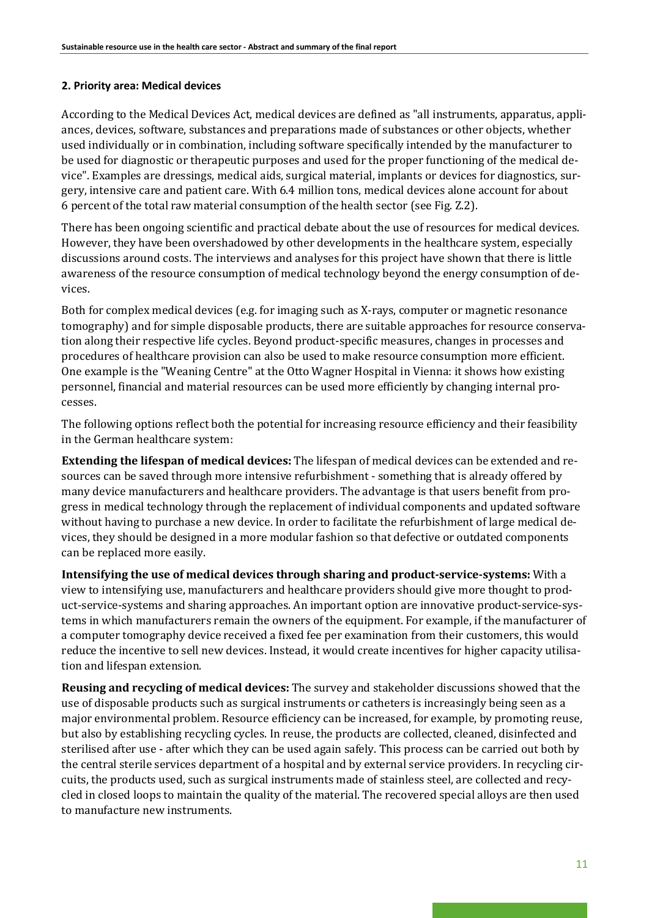## 2. Priority area: Medical devices

According to the Medical Devices Act, medical devices are defined as "all instruments, apparatus, appliances, devices, software, substances and preparations made of substances or other objects, whether used individually or in combination, including software specifically intended by the manufacturer to be used for diagnostic or therapeutic purposes and used for the proper functioning of the medical device". Examples are dressings, medical aids, surgical material, implants or devices for diagnostics, surgery, intensive care and patient care. With 6.4 million tons, medical devices alone account for about 6 percent of the total raw material consumption of the health sector (see Fig. Z.2).

There has been ongoing scientific and practical debate about the use of resources for medical devices. However, they have been overshadowed by other developments in the healthcare system, especially discussions around costs. The interviews and analyses for this project have shown that there is little awareness of the resource consumption of medical technology beyond the energy consumption of devices.

Both for complex medical devices (e.g. for imaging such as X-rays, computer or magnetic resonance tomography) and for simple disposable products, there are suitable approaches for resource conservation along their respective life cycles. Beyond product-specific measures, changes in processes and procedures of healthcare provision can also be used to make resource consumption more efficient. One example is the "Weaning Centre" at the Otto Wagner Hospital in Vienna: it shows how existing personnel, financial and material resources can be used more efficiently by changing internal processes.

The following options reflect both the potential for increasing resource efficiency and their feasibility in the German healthcare system:

**Extending the lifespan of medical devices:** The lifespan of medical devices can be extended and resources can be saved through more intensive refurbishment - something that is already offered by many device manufacturers and healthcare providers. The advantage is that users benefit from progress in medical technology through the replacement of individual components and updated software without having to purchase a new device. In order to facilitate the refurbishment of large medical devices, they should be designed in a more modular fashion so that defective or outdated components can be replaced more easily.

**Intensifying the use of medical devices through sharing and product-service-systems:** With a view to intensifying use, manufacturers and healthcare providers should give more thought to product-service-systems and sharing approaches. An important option are innovative product-service-systems in which manufacturers remain the owners of the equipment. For example, if the manufacturer of a computer tomography device received a fixed fee per examination from their customers, this would reduce the incentive to sell new devices. Instead, it would create incentives for higher capacity utilisation and lifespan extension.

**Reusing and recycling of medical devices:** The survey and stakeholder discussions showed that the use of disposable products such as surgical instruments or catheters is increasingly being seen as a major environmental problem. Resource efficiency can be increased, for example, by promoting reuse, but also by establishing recycling cycles. In reuse, the products are collected, cleaned, disinfected and sterilised after use - after which they can be used again safely. This process can be carried out both by the central sterile services department of a hospital and by external service providers. In recycling circuits, the products used, such as surgical instruments made of stainless steel, are collected and recycled in closed loops to maintain the quality of the material. The recovered special alloys are then used to manufacture new instruments.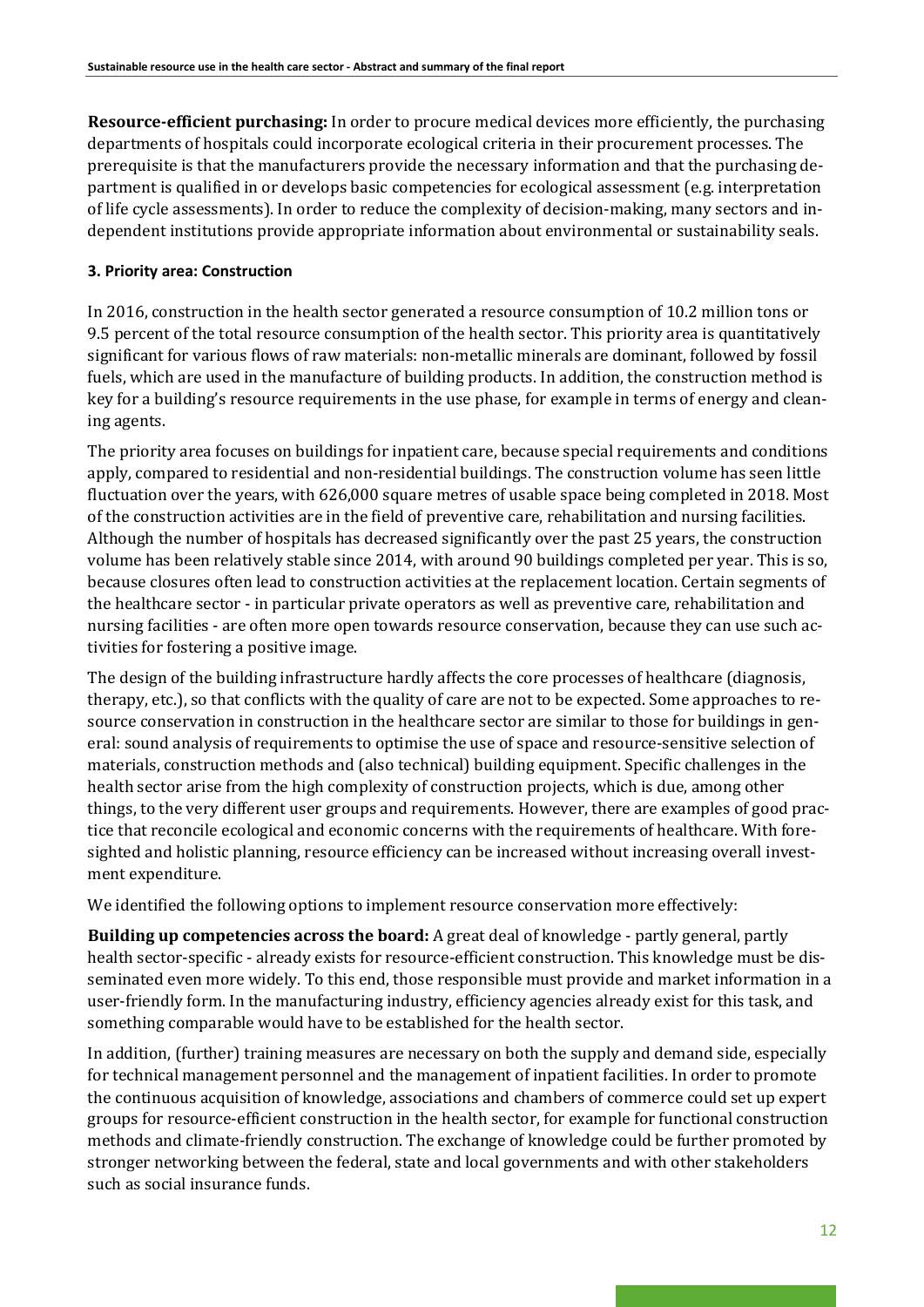**Resource-efficient purchasing:** In order to procure medical devices more efficiently, the purchasing departments of hospitals could incorporate ecological criteria in their procurement processes. The prerequisite is that the manufacturers provide the necessary information and that the purchasing department is qualified in or develops basic competencies for ecological assessment (e.g. interpretation of life cycle assessments). In order to reduce the complexity of decision-making, many sectors and independent institutions provide appropriate information about environmental or sustainability seals.

#### 3. Priority area: Construction

In 2016, construction in the health sector generated a resource consumption of 10.2 million tons or 9.5 percent of the total resource consumption of the health sector. This priority area is quantitatively significant for various flows of raw materials: non-metallic minerals are dominant, followed by fossil fuels, which are used in the manufacture of building products. In addition, the construction method is key for a building's resource requirements in the use phase, for example in terms of energy and cleaning agents.

The priority area focuses on buildings for inpatient care, because special requirements and conditions apply, compared to residential and non-residential buildings. The construction volume has seen little fluctuation over the years, with 626,000 square metres of usable space being completed in 2018. Most of the construction activities are in the field of preventive care, rehabilitation and nursing facilities. Although the number of hospitals has decreased significantly over the past 25 years, the construction volume has been relatively stable since 2014, with around 90 buildings completed per year. This is so, because closures often lead to construction activities at the replacement location. Certain segments of the healthcare sector - in particular private operators as well as preventive care, rehabilitation and nursing facilities - are often more open towards resource conservation, because they can use such activities for fostering a positive image.

The design of the building infrastructure hardly affects the core processes of healthcare (diagnosis, therapy, etc.), so that conflicts with the quality of care are not to be expected. Some approaches to resource conservation in construction in the healthcare sector are similar to those for buildings in general: sound analysis of requirements to optimise the use of space and resource-sensitive selection of materials, construction methods and (also technical) building equipment. Specific challenges in the health sector arise from the high complexity of construction projects, which is due, among other things, to the very different user groups and requirements. However, there are examples of good practice that reconcile ecological and economic concerns with the requirements of healthcare. With foresighted and holistic planning, resource efficiency can be increased without increasing overall investment expenditure.

We identified the following options to implement resource conservation more effectively:

**Building up competencies across the board:** A great deal of knowledge - partly general, partly health sector-specific - already exists for resource-efficient construction. This knowledge must be disseminated even more widely. To this end, those responsible must provide and market information in a user-friendly form. In the manufacturing industry, efficiency agencies already exist for this task, and something comparable would have to be established for the health sector.

In addition, (further) training measures are necessary on both the supply and demand side, especially for technical management personnel and the management of inpatient facilities. In order to promote the continuous acquisition of knowledge, associations and chambers of commerce could set up expert groups for resource-efficient construction in the health sector, for example for functional construction methods and climate-friendly construction. The exchange of knowledge could be further promoted by stronger networking between the federal, state and local governments and with other stakeholders such as social insurance funds.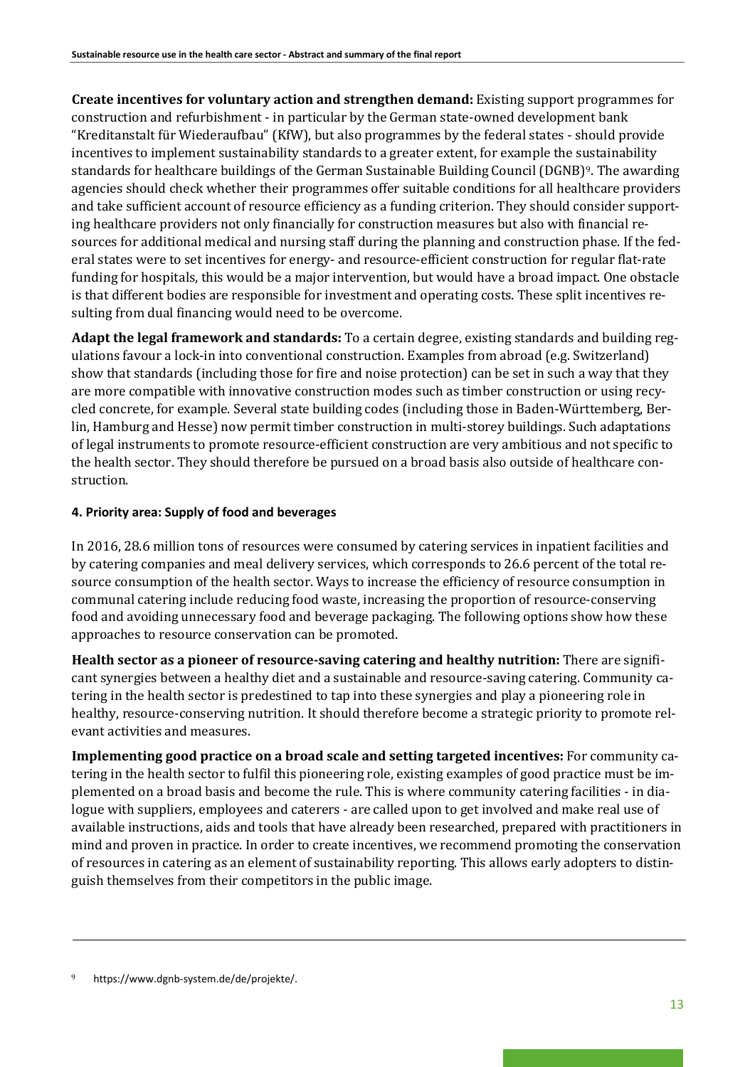**Create incentives for voluntary action and strengthen demand:** Existing support programmes for construction and refurbishment - in particular by the German state-owned development bank "Kreditanstalt für Wiederaufbau" (KfW), but also programmes by the federal states - should provide incentives to implement sustainability standards to a greater extent, for example the sustainability standards for healthcare buildings of the German Sustainable Building Council (DGNB)[9]. The awarding agencies should check whether their programmes offer suitable conditions for all healthcare providers and take sufficient account of resource efficiency as a funding criterion. They should consider supporting healthcare providers not only financially for construction measures but also with financial resources for additional medical and nursing staff during the planning and construction phase. If the federal states were to set incentives for energy- and resource-efficient construction for regular flat-rate funding for hospitals, this would be a major intervention, but would have a broad impact. One obstacle is that different bodies are responsible for investment and operating costs. These split incentives resulting from dual financing would need to be overcome.

**Adapt the legal framework and standards:** To a certain degree, existing standards and building regulations favour a lock-in into conventional construction. Examples from abroad (e.g. Switzerland) show that standards (including those for fire and noise protection) can be set in such a way that they are more compatible with innovative construction modes such as timber construction or using recycled concrete, for example. Several state building codes (including those in Baden-Württemberg, Berlin, Hamburg and Hesse) now permit timber construction in multi-storey buildings. Such adaptations of legal instruments to promote resource-efficient construction are very ambitious and not specific to the health sector. They should therefore be pursued on a broad basis also outside of healthcare construction.

#### 4. Priority area: Supply of food and beverages

In 2016, 28.6 million tons of resources were consumed by catering services in inpatient facilities and by catering companies and meal delivery services, which corresponds to 26.6 percent of the total resource consumption of the health sector. Ways to increase the efficiency of resource consumption in communal catering include reducing food waste, increasing the proportion of resource-conserving food and avoiding unnecessary food and beverage packaging. The following options show how these approaches to resource conservation can be promoted.

**Health sector as a pioneer of resource-saving catering and healthy nutrition:** There are significant synergies between a healthy diet and a sustainable and resource-saving catering. Community catering in the health sector is predestined to tap into these synergies and play a pioneering role in healthy, resource-conserving nutrition. It should therefore become a strategic priority to promote relevant activities and measures.

**Implementing good practice on a broad scale and setting targeted incentives:** For community catering in the health sector to fulfil this pioneering role, existing examples of good practice must be implemented on a broad basis and become the rule. This is where community catering facilities - in dialogue with suppliers, employees and caterers - are called upon to get involved and make real use of available instructions, aids and tools that have already been researched, prepared with practitioners in mind and proven in practice. In order to create incentives, we recommend promoting the conservation of resources in catering as an element of sustainability reporting. This allows early adopters to distinguish themselves from their competitors in the public image.

---

[9] https://www.dgnb-system.de/de/projekte/.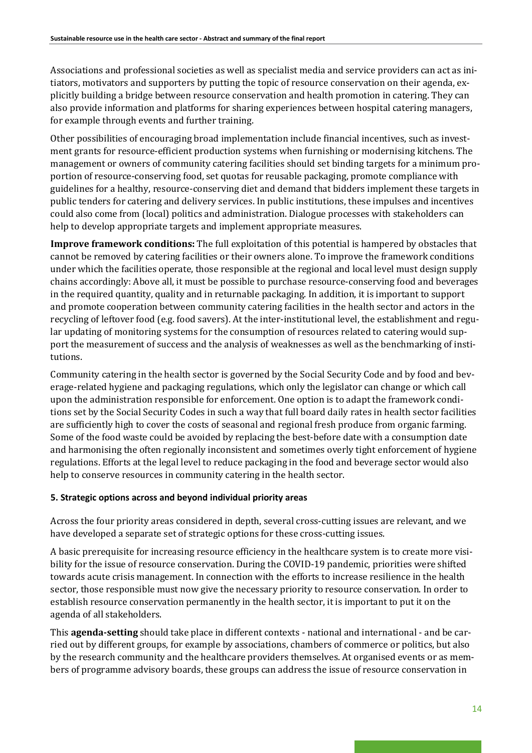Associations and professional societies as well as specialist media and service providers can act as initiators, motivators and supporters by putting the topic of resource conservation on their agenda, explicitly building a bridge between resource conservation and health promotion in catering. They can also provide information and platforms for sharing experiences between hospital catering managers, for example through events and further training.

Other possibilities of encouraging broad implementation include financial incentives, such as investment grants for resource-efficient production systems when furnishing or modernising kitchens. The management or owners of community catering facilities should set binding targets for a minimum proportion of resource-conserving food, set quotas for reusable packaging, promote compliance with guidelines for a healthy, resource-conserving diet and demand that bidders implement these targets in public tenders for catering and delivery services. In public institutions, these impulses and incentives could also come from (local) politics and administration. Dialogue processes with stakeholders can help to develop appropriate targets and implement appropriate measures.

**Improve framework conditions:** The full exploitation of this potential is hampered by obstacles that cannot be removed by catering facilities or their owners alone. To improve the framework conditions under which the facilities operate, those responsible at the regional and local level must design supply chains accordingly: Above all, it must be possible to purchase resource-conserving food and beverages in the required quantity, quality and in returnable packaging. In addition, it is important to support and promote cooperation between community catering facilities in the health sector and actors in the recycling of leftover food (e.g. food savers). At the inter-institutional level, the establishment and regular updating of monitoring systems for the consumption of resources related to catering would support the measurement of success and the analysis of weaknesses as well as the benchmarking of institutions.

Community catering in the health sector is governed by the Social Security Code and by food and beverage-related hygiene and packaging regulations, which only the legislator can change or which call upon the administration responsible for enforcement. One option is to adapt the framework conditions set by the Social Security Codes in such a way that full board daily rates in health sector facilities are sufficiently high to cover the costs of seasonal and regional fresh produce from organic farming. Some of the food waste could be avoided by replacing the best-before date with a consumption date and harmonising the often regionally inconsistent and sometimes overly tight enforcement of hygiene regulations. Efforts at the legal level to reduce packaging in the food and beverage sector would also help to conserve resources in community catering in the health sector.

#### 5. Strategic options across and beyond individual priority areas

Across the four priority areas considered in depth, several cross-cutting issues are relevant, and we have developed a separate set of strategic options for these cross-cutting issues.

A basic prerequisite for increasing resource efficiency in the healthcare system is to create more visibility for the issue of resource conservation. During the COVID-19 pandemic, priorities were shifted towards acute crisis management. In connection with the efforts to increase resilience in the health sector, those responsible must now give the necessary priority to resource conservation. In order to establish resource conservation permanently in the health sector, it is important to put it on the agenda of all stakeholders.

This **agenda-setting** should take place in different contexts - national and international - and be carried out by different groups, for example by associations, chambers of commerce or politics, but also by the research community and the healthcare providers themselves. At organised events or as members of programme advisory boards, these groups can address the issue of resource conservation in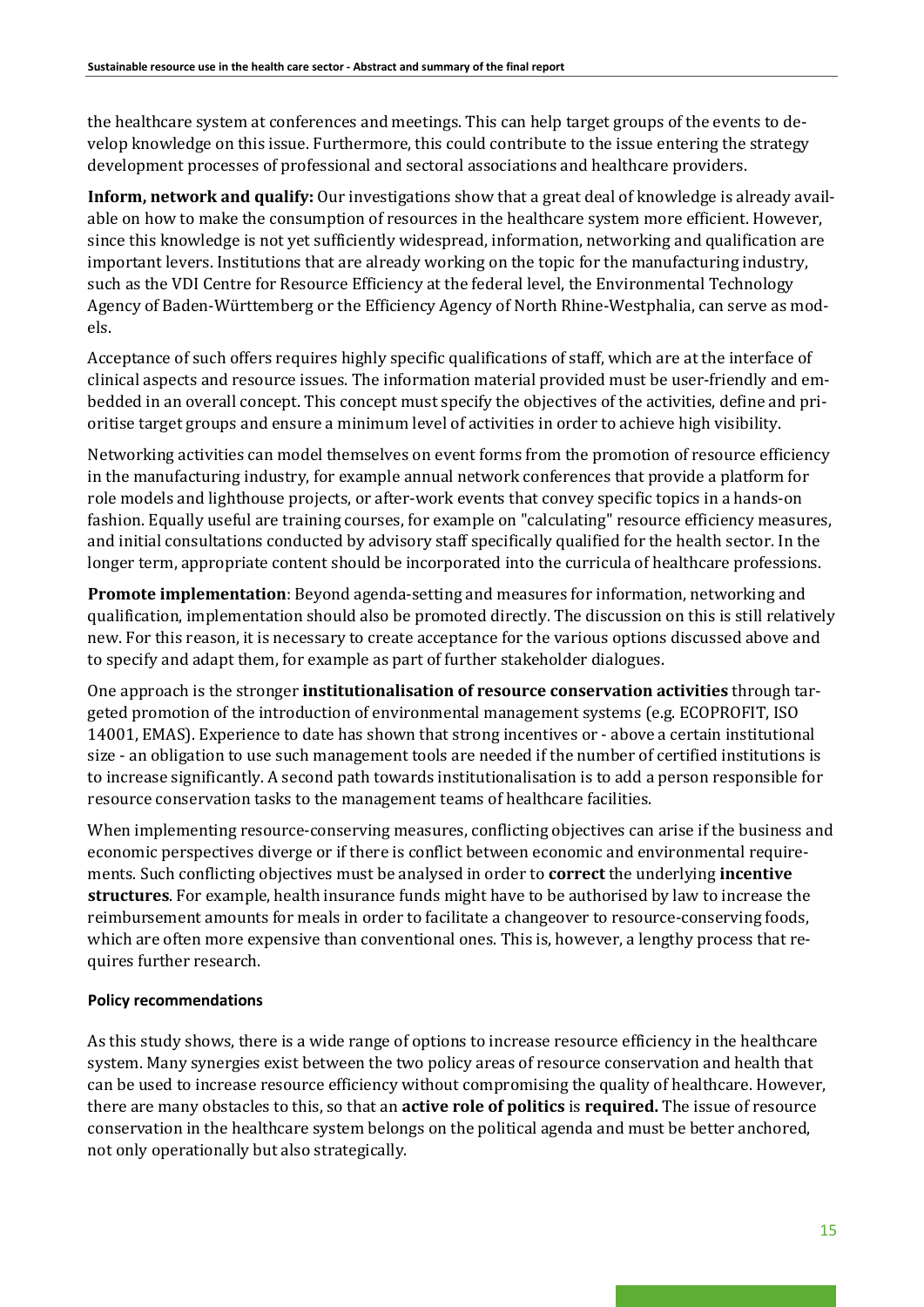the healthcare system at conferences and meetings. This can help target groups of the events to develop knowledge on this issue. Furthermore, this could contribute to the issue entering the strategy development processes of professional and sectoral associations and healthcare providers.

**Inform, network and qualify:** Our investigations show that a great deal of knowledge is already available on how to make the consumption of resources in the healthcare system more efficient. However, since this knowledge is not yet sufficiently widespread, information, networking and qualification are important levers. Institutions that are already working on the topic for the manufacturing industry, such as the VDI Centre for Resource Efficiency at the federal level, the Environmental Technology Agency of Baden-Württemberg or the Efficiency Agency of North Rhine-Westphalia, can serve as models.

Acceptance of such offers requires highly specific qualifications of staff, which are at the interface of clinical aspects and resource issues. The information material provided must be user-friendly and embedded in an overall concept. This concept must specify the objectives of the activities, define and prioritise target groups and ensure a minimum level of activities in order to achieve high visibility.

Networking activities can model themselves on event forms from the promotion of resource efficiency in the manufacturing industry, for example annual network conferences that provide a platform for role models and lighthouse projects, or after-work events that convey specific topics in a hands-on fashion. Equally useful are training courses, for example on "calculating" resource efficiency measures, and initial consultations conducted by advisory staff specifically qualified for the health sector. In the longer term, appropriate content should be incorporated into the curricula of healthcare professions.

**Promote implementation**: Beyond agenda-setting and measures for information, networking and qualification, implementation should also be promoted directly. The discussion on this is still relatively new. For this reason, it is necessary to create acceptance for the various options discussed above and to specify and adapt them, for example as part of further stakeholder dialogues.

One approach is the stronger **institutionalisation of resource conservation activities** through targeted promotion of the introduction of environmental management systems (e.g. ECOPROFIT, ISO 14001, EMAS). Experience to date has shown that strong incentives or - above a certain institutional size - an obligation to use such management tools are needed if the number of certified institutions is to increase significantly. A second path towards institutionalisation is to add a person responsible for resource conservation tasks to the management teams of healthcare facilities.

When implementing resource-conserving measures, conflicting objectives can arise if the business and economic perspectives diverge or if there is conflict between economic and environmental requirements. Such conflicting objectives must be analysed in order to **correct** the underlying **incentive structures**. For example, health insurance funds might have to be authorised by law to increase the reimbursement amounts for meals in order to facilitate a changeover to resource-conserving foods, which are often more expensive than conventional ones. This is, however, a lengthy process that requires further research.

#### Policy recommendations

As this study shows, there is a wide range of options to increase resource efficiency in the healthcare system. Many synergies exist between the two policy areas of resource conservation and health that can be used to increase resource efficiency without compromising the quality of healthcare. However, there are many obstacles to this, so that an **active role of politics** is **required.** The issue of resource conservation in the healthcare system belongs on the political agenda and must be better anchored, not only operationally but also strategically.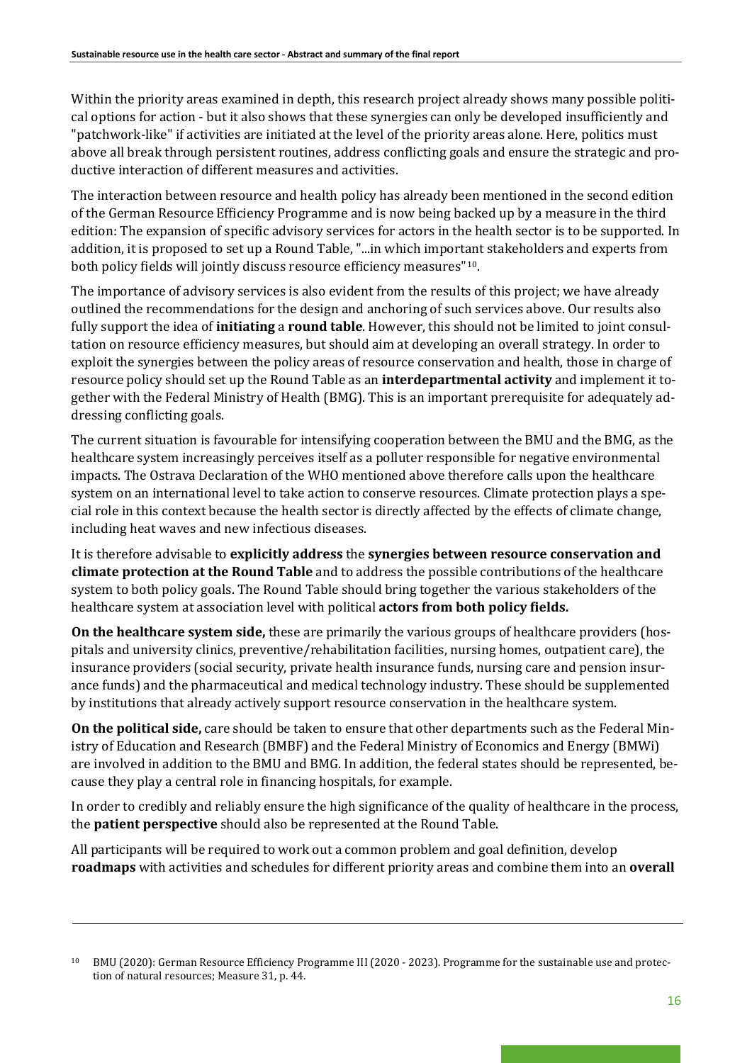Within the priority areas examined in depth, this research project already shows many possible political options for action - but it also shows that these synergies can only be developed insufficiently and "patchwork-like" if activities are initiated at the level of the priority areas alone. Here, politics must above all break through persistent routines, address conflicting goals and ensure the strategic and productive interaction of different measures and activities.

The interaction between resource and health policy has already been mentioned in the second edition of the German Resource Efficiency Programme and is now being backed up by a measure in the third edition: The expansion of specific advisory services for actors in the health sector is to be supported. In addition, it is proposed to set up a Round Table, "...in which important stakeholders and experts from both policy fields will jointly discuss resource efficiency measures"[10].

The importance of advisory services is also evident from the results of this project; we have already outlined the recommendations for the design and anchoring of such services above. Our results also fully support the idea of **initiating** a **round table**. However, this should not be limited to joint consultation on resource efficiency measures, but should aim at developing an overall strategy. In order to exploit the synergies between the policy areas of resource conservation and health, those in charge of resource policy should set up the Round Table as an **interdepartmental activity** and implement it together with the Federal Ministry of Health (BMG). This is an important prerequisite for adequately addressing conflicting goals.

The current situation is favourable for intensifying cooperation between the BMU and the BMG, as the healthcare system increasingly perceives itself as a polluter responsible for negative environmental impacts. The Ostrava Declaration of the WHO mentioned above therefore calls upon the healthcare system on an international level to take action to conserve resources. Climate protection plays a special role in this context because the health sector is directly affected by the effects of climate change, including heat waves and new infectious diseases.

It is therefore advisable to **explicitly address** the **synergies between resource conservation and climate protection at the Round Table** and to address the possible contributions of the healthcare system to both policy goals. The Round Table should bring together the various stakeholders of the healthcare system at association level with political **actors from both policy fields.**

**On the healthcare system side,** these are primarily the various groups of healthcare providers (hospitals and university clinics, preventive/rehabilitation facilities, nursing homes, outpatient care), the insurance providers (social security, private health insurance funds, nursing care and pension insurance funds) and the pharmaceutical and medical technology industry. These should be supplemented by institutions that already actively support resource conservation in the healthcare system.

**On the political side,** care should be taken to ensure that other departments such as the Federal Ministry of Education and Research (BMBF) and the Federal Ministry of Economics and Energy (BMWi) are involved in addition to the BMU and BMG. In addition, the federal states should be represented, because they play a central role in financing hospitals, for example.

In order to credibly and reliably ensure the high significance of the quality of healthcare in the process, the **patient perspective** should also be represented at the Round Table.

All participants will be required to work out a common problem and goal definition, develop **roadmaps** with activities and schedules for different priority areas and combine them into an **overall**

---

[10] BMU (2020): German Resource Efficiency Programme III (2020 - 2023). Programme for the sustainable use and protection of natural resources; Measure 31, p. 44.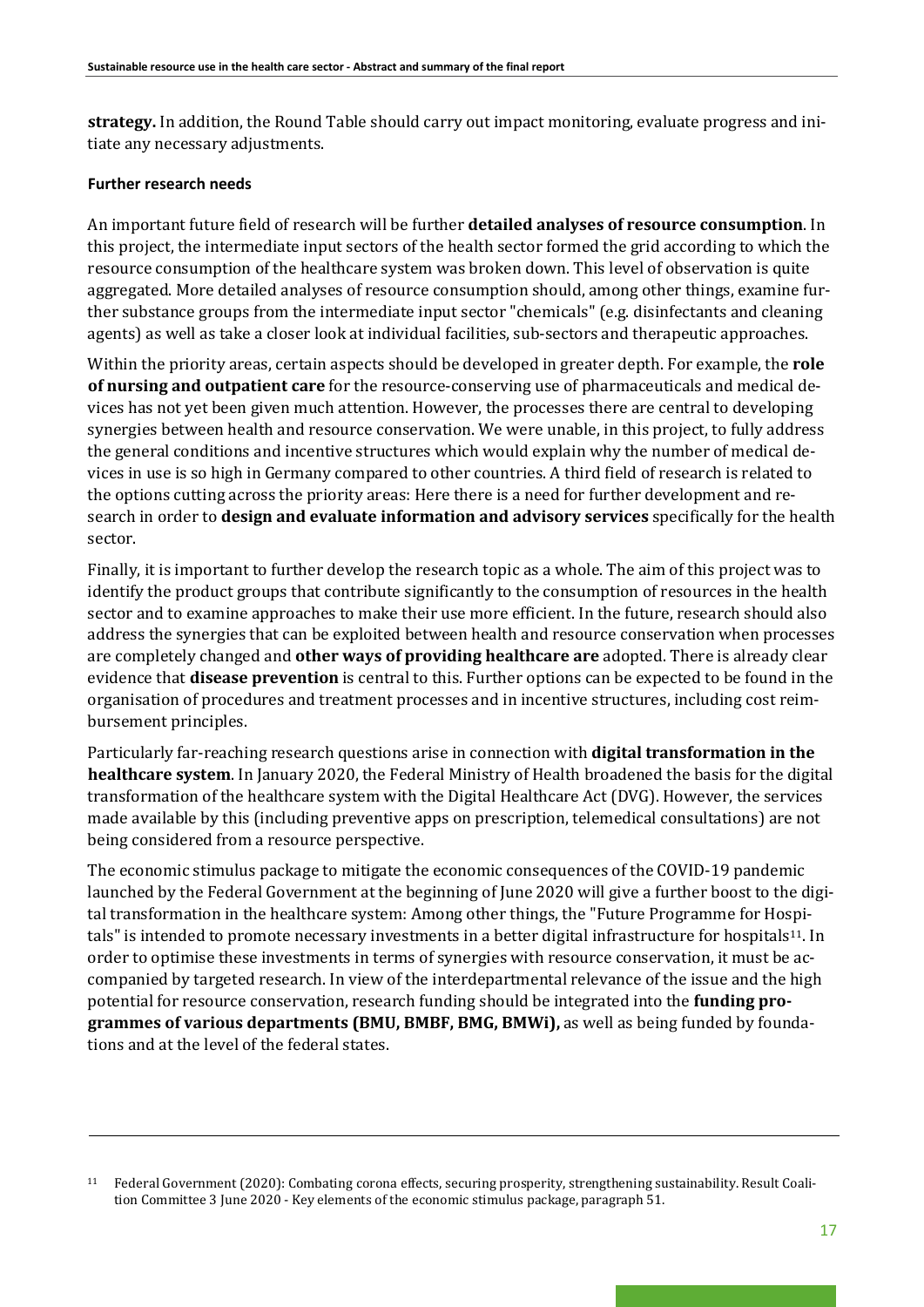**strategy.** In addition, the Round Table should carry out impact monitoring, evaluate progress and initiate any necessary adjustments.

#### Further research needs

An important future field of research will be further **detailed analyses of resource consumption**. In this project, the intermediate input sectors of the health sector formed the grid according to which the resource consumption of the healthcare system was broken down. This level of observation is quite aggregated. More detailed analyses of resource consumption should, among other things, examine further substance groups from the intermediate input sector "chemicals" (e.g. disinfectants and cleaning agents) as well as take a closer look at individual facilities, sub-sectors and therapeutic approaches.

Within the priority areas, certain aspects should be developed in greater depth. For example, the **role of nursing and outpatient care** for the resource-conserving use of pharmaceuticals and medical devices has not yet been given much attention. However, the processes there are central to developing synergies between health and resource conservation. We were unable, in this project, to fully address the general conditions and incentive structures which would explain why the number of medical devices in use is so high in Germany compared to other countries. A third field of research is related to the options cutting across the priority areas: Here there is a need for further development and research in order to **design and evaluate information and advisory services** specifically for the health sector.

Finally, it is important to further develop the research topic as a whole. The aim of this project was to identify the product groups that contribute significantly to the consumption of resources in the health sector and to examine approaches to make their use more efficient. In the future, research should also address the synergies that can be exploited between health and resource conservation when processes are completely changed and **other ways of providing healthcare are** adopted. There is already clear evidence that **disease prevention** is central to this. Further options can be expected to be found in the organisation of procedures and treatment processes and in incentive structures, including cost reimbursement principles.

Particularly far-reaching research questions arise in connection with **digital transformation in the healthcare system**. In January 2020, the Federal Ministry of Health broadened the basis for the digital transformation of the healthcare system with the Digital Healthcare Act (DVG). However, the services made available by this (including preventive apps on prescription, telemedical consultations) are not being considered from a resource perspective.

The economic stimulus package to mitigate the economic consequences of the COVID-19 pandemic launched by the Federal Government at the beginning of June 2020 will give a further boost to the digital transformation in the healthcare system: Among other things, the "Future Programme for Hospitals" is intended to promote necessary investments in a better digital infrastructure for hospitals[11]. In order to optimise these investments in terms of synergies with resource conservation, it must be accompanied by targeted research. In view of the interdepartmental relevance of the issue and the high potential for resource conservation, research funding should be integrated into the **funding programmes of various departments (BMU, BMBF, BMG, BMWi),** as well as being funded by foundations and at the level of the federal states.

---

[11] Federal Government (2020): Combating corona effects, securing prosperity, strengthening sustainability. Result Coalition Committee 3 June 2020 - Key elements of the economic stimulus package, paragraph 51.